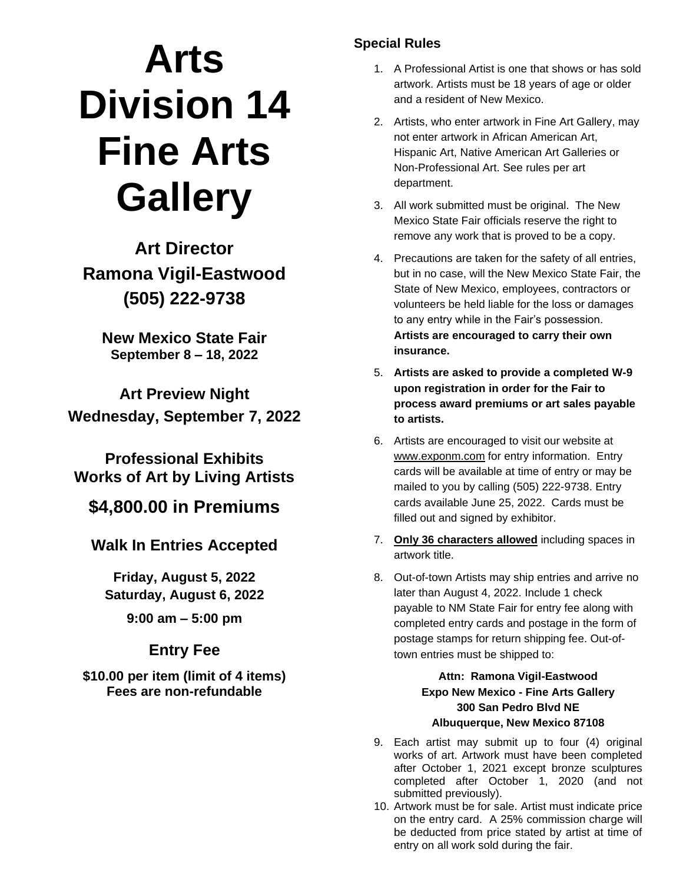# Arts Division 14 Fine Arts Gallery

## Art Director
## Ramona Vigil-Eastwood
## (505) 222-9738

**New Mexico State Fair**
**September 8 – 18, 2022**

## Art Preview Night
## Wednesday, September 7, 2022

## Professional Exhibits
## Works of Art by Living Artists

## $4,800.00 in Premiums

## Walk In Entries Accepted

**Friday, August 5, 2022**
**Saturday, August 6, 2022**

**9:00 am – 5:00 pm**

## Entry Fee

**$10.00 per item (limit of 4 items)**
**Fees are non-refundable**

### Special Rules

1. A Professional Artist is one that shows or has sold artwork. Artists must be 18 years of age or older and a resident of New Mexico.
2. Artists, who enter artwork in Fine Art Gallery, may not enter artwork in African American Art, Hispanic Art, Native American Art Galleries or Non-Professional Art. See rules per art department.
3. All work submitted must be original. The New Mexico State Fair officials reserve the right to remove any work that is proved to be a copy.
4. Precautions are taken for the safety of all entries, but in no case, will the New Mexico State Fair, the State of New Mexico, employees, contractors or volunteers be held liable for the loss or damages to any entry while in the Fair's possession. **Artists are encouraged to carry their own insurance.**
5. **Artists are asked to provide a completed W-9 upon registration in order for the Fair to process award premiums or art sales payable to artists.**
6. Artists are encouraged to visit our website at www.exponm.com for entry information. Entry cards will be available at time of entry or may be mailed to you by calling (505) 222-9738. Entry cards available June 25, 2022. Cards must be filled out and signed by exhibitor.
7. **Only 36 characters allowed** including spaces in artwork title.
8. Out-of-town Artists may ship entries and arrive no later than August 4, 2022. Include 1 check payable to NM State Fair for entry fee along with completed entry cards and postage in the form of postage stamps for return shipping fee. Out-of-town entries must be shipped to:

   **Attn: Ramona Vigil-Eastwood**
   **Expo New Mexico - Fine Arts Gallery**
   **300 San Pedro Blvd NE**
   **Albuquerque, New Mexico 87108**

9. Each artist may submit up to four (4) original works of art. Artwork must have been completed after October 1, 2021 except bronze sculptures completed after October 1, 2020 (and not submitted previously).
10. Artwork must be for sale. Artist must indicate price on the entry card. A 25% commission charge will be deducted from price stated by artist at time of entry on all work sold during the fair.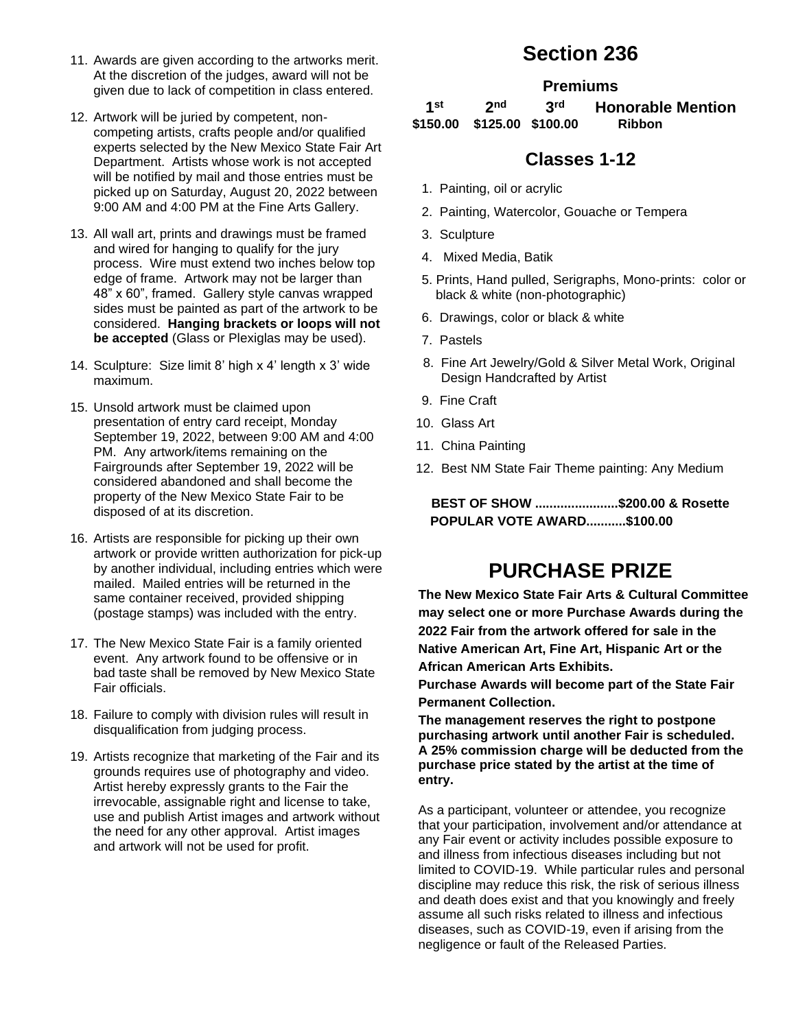11. Awards are given according to the artworks merit. At the discretion of the judges, award will not be given due to lack of competition in class entered.

12. Artwork will be juried by competent, non-competing artists, crafts people and/or qualified experts selected by the New Mexico State Fair Art Department. Artists whose work is not accepted will be notified by mail and those entries must be picked up on Saturday, August 20, 2022 between 9:00 AM and 4:00 PM at the Fine Arts Gallery.

13. All wall art, prints and drawings must be framed and wired for hanging to qualify for the jury process. Wire must extend two inches below top edge of frame. Artwork may not be larger than 48" x 60", framed. Gallery style canvas wrapped sides must be painted as part of the artwork to be considered. **Hanging brackets or loops will not be accepted** (Glass or Plexiglas may be used).

14. Sculpture: Size limit 8' high x 4' length x 3' wide maximum.

15. Unsold artwork must be claimed upon presentation of entry card receipt, Monday September 19, 2022, between 9:00 AM and 4:00 PM. Any artwork/items remaining on the Fairgrounds after September 19, 2022 will be considered abandoned and shall become the property of the New Mexico State Fair to be disposed of at its discretion.

16. Artists are responsible for picking up their own artwork or provide written authorization for pick-up by another individual, including entries which were mailed. Mailed entries will be returned in the same container received, provided shipping (postage stamps) was included with the entry.

17. The New Mexico State Fair is a family oriented event. Any artwork found to be offensive or in bad taste shall be removed by New Mexico State Fair officials.

18. Failure to comply with division rules will result in disqualification from judging process.

19. Artists recognize that marketing of the Fair and its grounds requires use of photography and video. Artist hereby expressly grants to the Fair the irrevocable, assignable right and license to take, use and publish Artist images and artwork without the need for any other approval. Artist images and artwork will not be used for profit.

# Section 236

### Premiums

| 1st | 2nd | 3rd | Honorable Mention |
|---|---|---|---|
| $150.00 | $125.00 | $100.00 | Ribbon |

## Classes 1-12

1. Painting, oil or acrylic
2. Painting, Watercolor, Gouache or Tempera
3. Sculpture
4. Mixed Media, Batik
5. Prints, Hand pulled, Serigraphs, Mono-prints: color or black & white (non-photographic)
6. Drawings, color or black & white
7. Pastels
8. Fine Art Jewelry/Gold & Silver Metal Work, Original Design Handcrafted by Artist
9. Fine Craft
10. Glass Art
11. China Painting
12. Best NM State Fair Theme painting: Any Medium

**BEST OF SHOW .......................$200.00 & Rosette**
**POPULAR VOTE AWARD...........$100.00**

# PURCHASE PRIZE

**The New Mexico State Fair Arts & Cultural Committee may select one or more Purchase Awards during the 2022 Fair from the artwork offered for sale in the Native American Art, Fine Art, Hispanic Art or the African American Arts Exhibits.**

**Purchase Awards will become part of the State Fair Permanent Collection.**

**The management reserves the right to postpone purchasing artwork until another Fair is scheduled. A 25% commission charge will be deducted from the purchase price stated by the artist at the time of entry.**

As a participant, volunteer or attendee, you recognize that your participation, involvement and/or attendance at any Fair event or activity includes possible exposure to and illness from infectious diseases including but not limited to COVID-19. While particular rules and personal discipline may reduce this risk, the risk of serious illness and death does exist and that you knowingly and freely assume all such risks related to illness and infectious diseases, such as COVID-19, even if arising from the negligence or fault of the Released Parties.